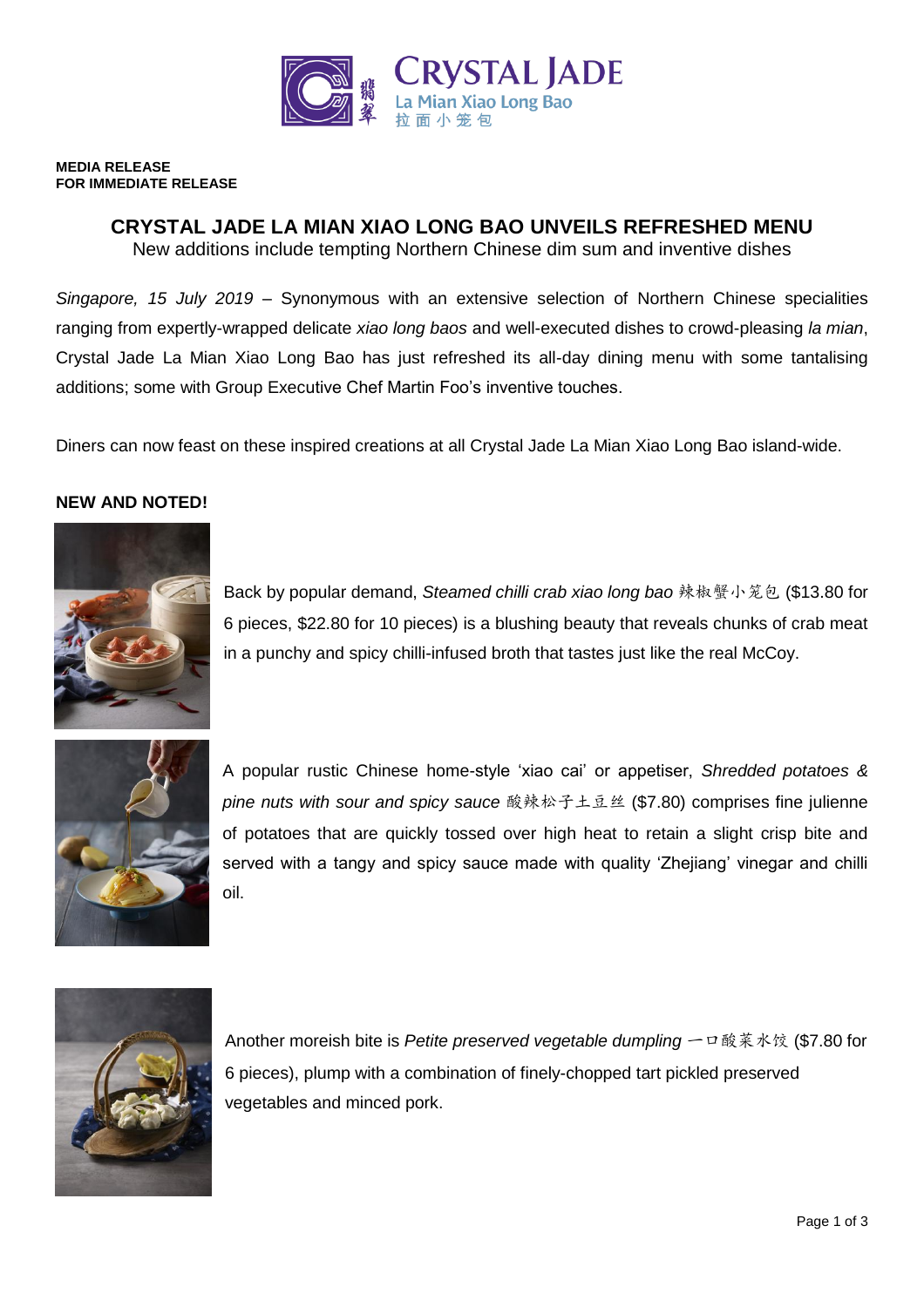**MEDIA RELEASE**
**FOR IMMEDIATE RELEASE**

# CRYSTAL JADE LA MIAN XIAO LONG BAO UNVEILS REFRESHED MENU

New additions include tempting Northern Chinese dim sum and inventive dishes

*Singapore, 15 July 2019* – Synonymous with an extensive selection of Northern Chinese specialities ranging from expertly-wrapped delicate *xiao long baos* and well-executed dishes to crowd-pleasing *la mian*, Crystal Jade La Mian Xiao Long Bao has just refreshed its all-day dining menu with some tantalising additions; some with Group Executive Chef Martin Foo's inventive touches.

Diners can now feast on these inspired creations at all Crystal Jade La Mian Xiao Long Bao island-wide.

**NEW AND NOTED!**

Back by popular demand, *Steamed chilli crab xiao long bao* 辣椒蟹小笼包 ($13.80 for 6 pieces, $22.80 for 10 pieces) is a blushing beauty that reveals chunks of crab meat in a punchy and spicy chilli-infused broth that tastes just like the real McCoy.

A popular rustic Chinese home-style 'xiao cai' or appetiser, *Shredded potatoes & pine nuts with sour and spicy sauce* 酸辣松子土豆丝 ($7.80) comprises fine julienne of potatoes that are quickly tossed over high heat to retain a slight crisp bite and served with a tangy and spicy sauce made with quality 'Zhejiang' vinegar and chilli oil.

Another moreish bite is *Petite preserved vegetable dumpling* 一口酸菜水饺 ($7.80 for 6 pieces), plump with a combination of finely-chopped tart pickled preserved vegetables and minced pork.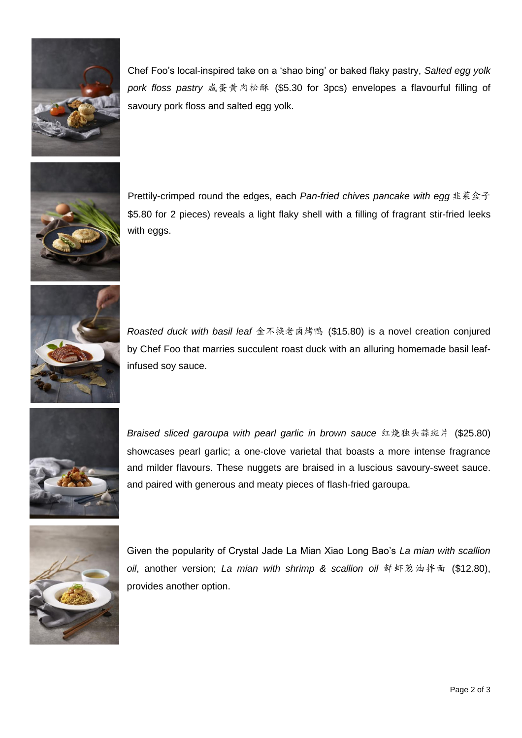Chef Foo's local-inspired take on a 'shao bing' or baked flaky pastry, *Salted egg yolk pork floss pastry* 咸蛋黄肉松酥 ($5.30 for 3pcs) envelopes a flavourful filling of savoury pork floss and salted egg yolk.

Prettily-crimped round the edges, each *Pan-fried chives pancake with egg* 韭菜盒子 $5.80 for 2 pieces) reveals a light flaky shell with a filling of fragrant stir-fried leeks with eggs.

*Roasted duck with basil leaf* 金不换老卤烤鸭 ($15.80) is a novel creation conjured by Chef Foo that marries succulent roast duck with an alluring homemade basil leaf-infused soy sauce.

*Braised sliced garoupa with pearl garlic in brown sauce* 红烧独头蒜斑片 ($25.80) showcases pearl garlic; a one-clove varietal that boasts a more intense fragrance and milder flavours. These nuggets are braised in a luscious savoury-sweet sauce. and paired with generous and meaty pieces of flash-fried garoupa.

Given the popularity of Crystal Jade La Mian Xiao Long Bao's *La mian with scallion oil*, another version; *La mian with shrimp & scallion oil* 鲜虾葱油拌面 ($12.80), provides another option.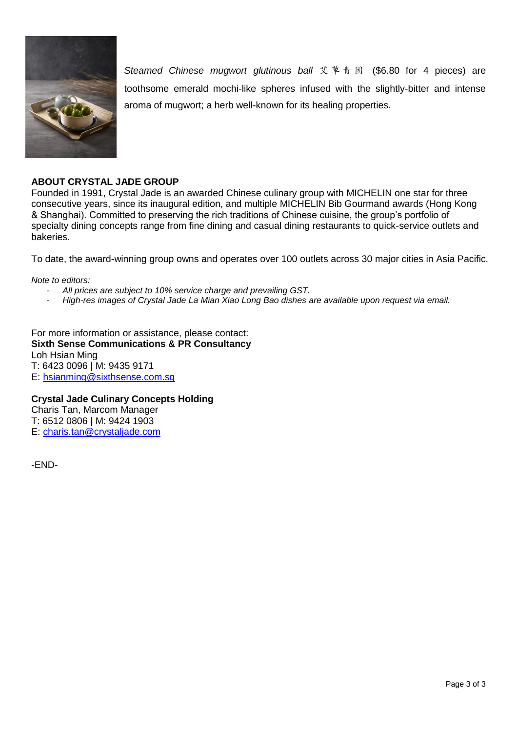*Steamed Chinese mugwort glutinous ball* 艾草青团 ($6.80 for 4 pieces) are toothsome emerald mochi-like spheres infused with the slightly-bitter and intense aroma of mugwort; a herb well-known for its healing properties.

## ABOUT CRYSTAL JADE GROUP

Founded in 1991, Crystal Jade is an awarded Chinese culinary group with MICHELIN one star for three consecutive years, since its inaugural edition, and multiple MICHELIN Bib Gourmand awards (Hong Kong & Shanghai). Committed to preserving the rich traditions of Chinese cuisine, the group's portfolio of specialty dining concepts range from fine dining and casual dining restaurants to quick-service outlets and bakeries.

To date, the award-winning group owns and operates over 100 outlets across 30 major cities in Asia Pacific.

*Note to editors:*

- *All prices are subject to 10% service charge and prevailing GST.*
- *High-res images of Crystal Jade La Mian Xiao Long Bao dishes are available upon request via email.*

For more information or assistance, please contact:
**Sixth Sense Communications & PR Consultancy**
Loh Hsian Ming
T: 6423 0096 | M: 9435 9171
E: hsianming@sixthsense.com.sg

**Crystal Jade Culinary Concepts Holding**
Charis Tan, Marcom Manager
T: 6512 0806 | M: 9424 1903
E: charis.tan@crystaljade.com

-END-